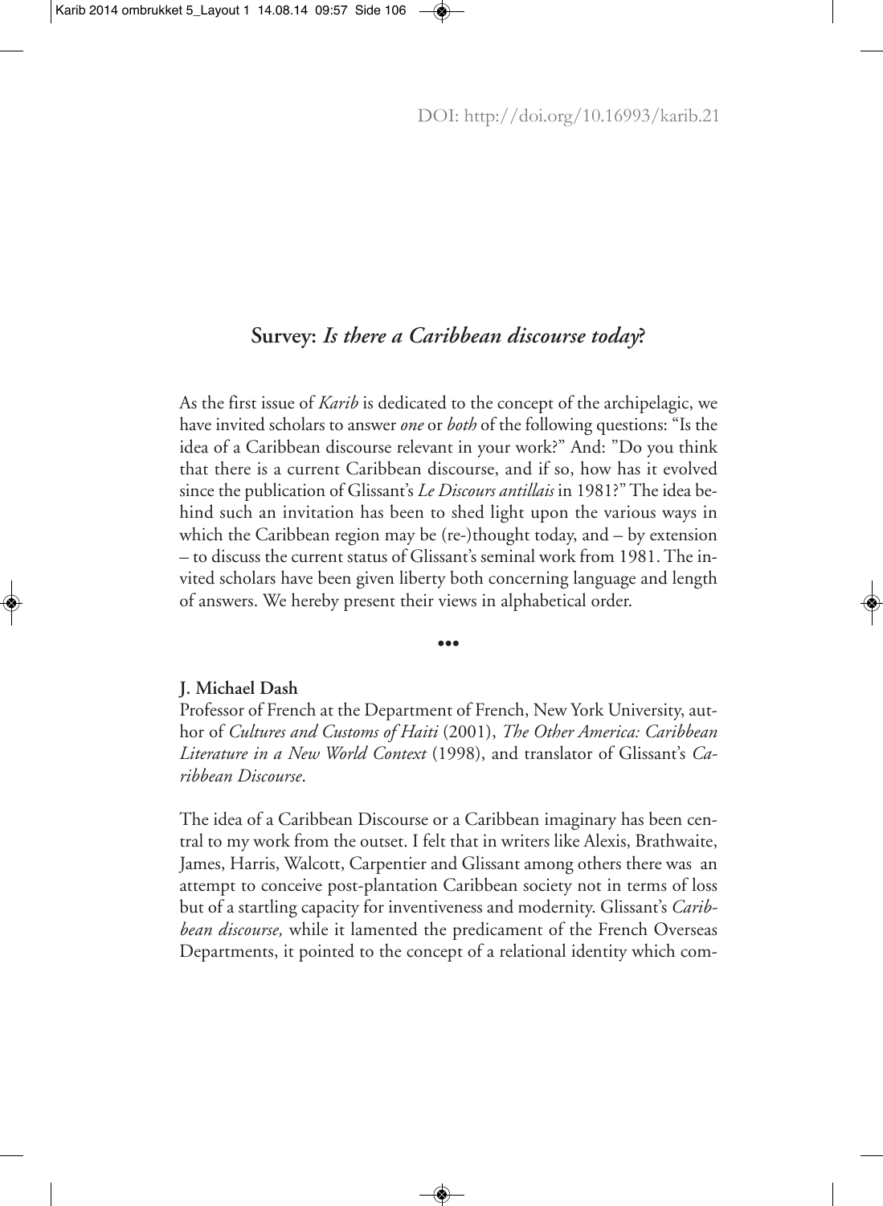DOI: http://doi.org/10.16993/karib.21

## Survey: *Is there a Caribbean discourse today*?

As the first issue of *Karib* is dedicated to the concept of the archipelagic, we have invited scholars to answer *one* or *both* of the following questions: "Is the idea of a Caribbean discourse relevant in your work?" And: "Do you think that there is a current Caribbean discourse, and if so, how has it evolved since the publication of Glissant's *Le Discours antillais* in 1981?" The idea behind such an invitation has been to shed light upon the various ways in which the Caribbean region may be (re-)thought today, and – by extension – to discuss the current status of Glissant's seminal work from 1981. The invited scholars have been given liberty both concerning language and length of answers. We hereby present their views in alphabetical order.

•••

**J. Michael Dash**

Professor of French at the Department of French, New York University, author of *Cultures and Customs of Haiti* (2001), *The Other America: Caribbean Literature in a New World Context* (1998), and translator of Glissant's *Caribbean Discourse*.

The idea of a Caribbean Discourse or a Caribbean imaginary has been central to my work from the outset. I felt that in writers like Alexis, Brathwaite, James, Harris, Walcott, Carpentier and Glissant among others there was an attempt to conceive post-plantation Caribbean society not in terms of loss but of a startling capacity for inventiveness and modernity. Glissant's *Caribbean discourse,* while it lamented the predicament of the French Overseas Departments, it pointed to the concept of a relational identity which com-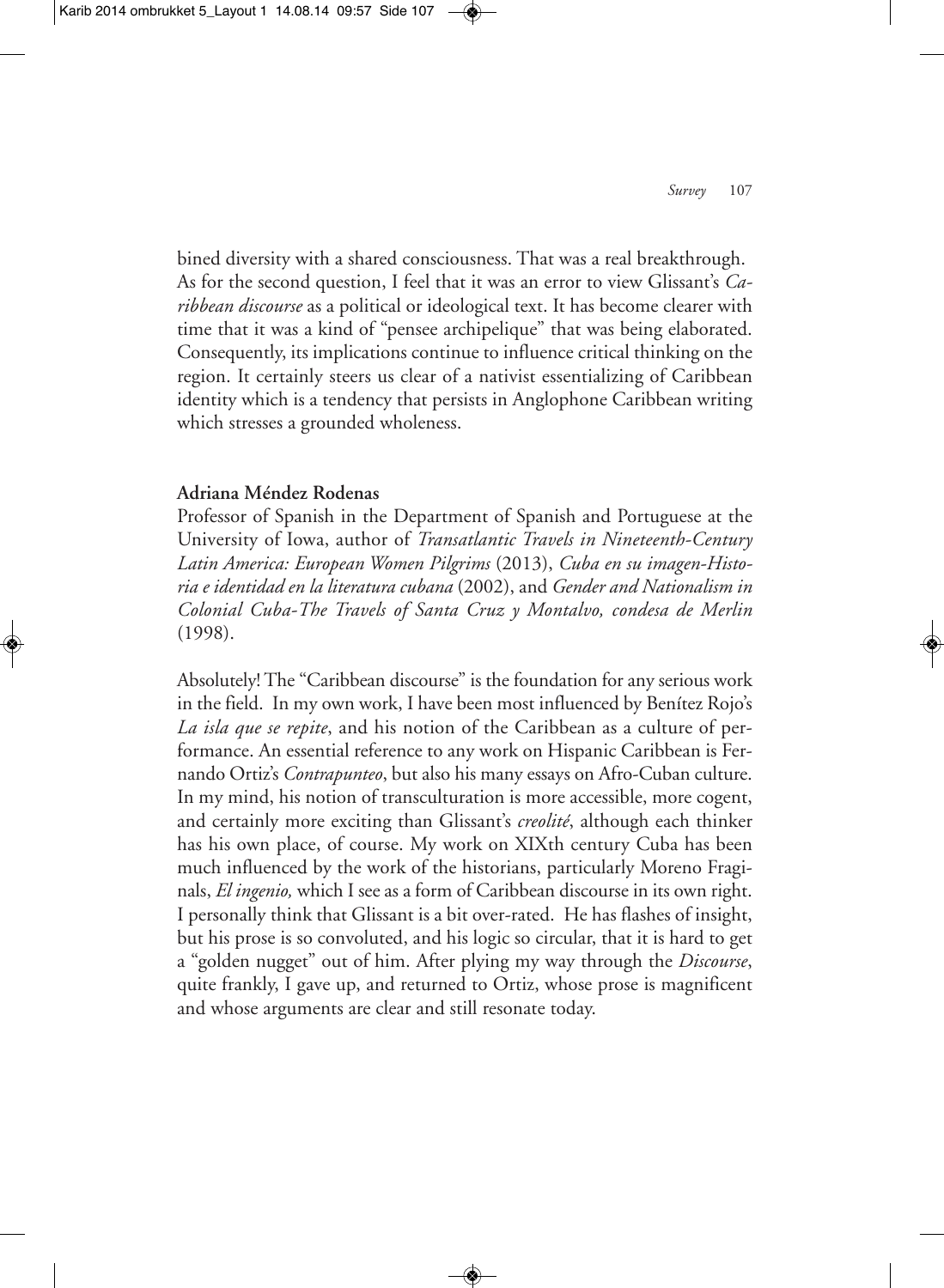bined diversity with a shared consciousness. That was a real breakthrough. As for the second question, I feel that it was an error to view Glissant's *Caribbean discourse* as a political or ideological text. It has become clearer with time that it was a kind of "pensee archipelique" that was being elaborated. Consequently, its implications continue to influence critical thinking on the region. It certainly steers us clear of a nativist essentializing of Caribbean identity which is a tendency that persists in Anglophone Caribbean writing which stresses a grounded wholeness.

**Adriana Méndez Rodenas**

Professor of Spanish in the Department of Spanish and Portuguese at the University of Iowa, author of *Transatlantic Travels in Nineteenth-Century Latin America: European Women Pilgrims* (2013), *Cuba en su imagen-Historia e identidad en la literatura cubana* (2002), and *Gender and Nationalism in Colonial Cuba-The Travels of Santa Cruz y Montalvo, condesa de Merlin* (1998).

Absolutely! The "Caribbean discourse" is the foundation for any serious work in the field. In my own work, I have been most influenced by Benítez Rojo's *La isla que se repite*, and his notion of the Caribbean as a culture of performance. An essential reference to any work on Hispanic Caribbean is Fernando Ortiz's *Contrapunteo*, but also his many essays on Afro-Cuban culture. In my mind, his notion of transculturation is more accessible, more cogent, and certainly more exciting than Glissant's *creolité*, although each thinker has his own place, of course. My work on XIXth century Cuba has been much influenced by the work of the historians, particularly Moreno Fraginals, *El ingenio,* which I see as a form of Caribbean discourse in its own right. I personally think that Glissant is a bit over-rated. He has flashes of insight, but his prose is so convoluted, and his logic so circular, that it is hard to get a "golden nugget" out of him. After plying my way through the *Discourse*, quite frankly, I gave up, and returned to Ortiz, whose prose is magnificent and whose arguments are clear and still resonate today.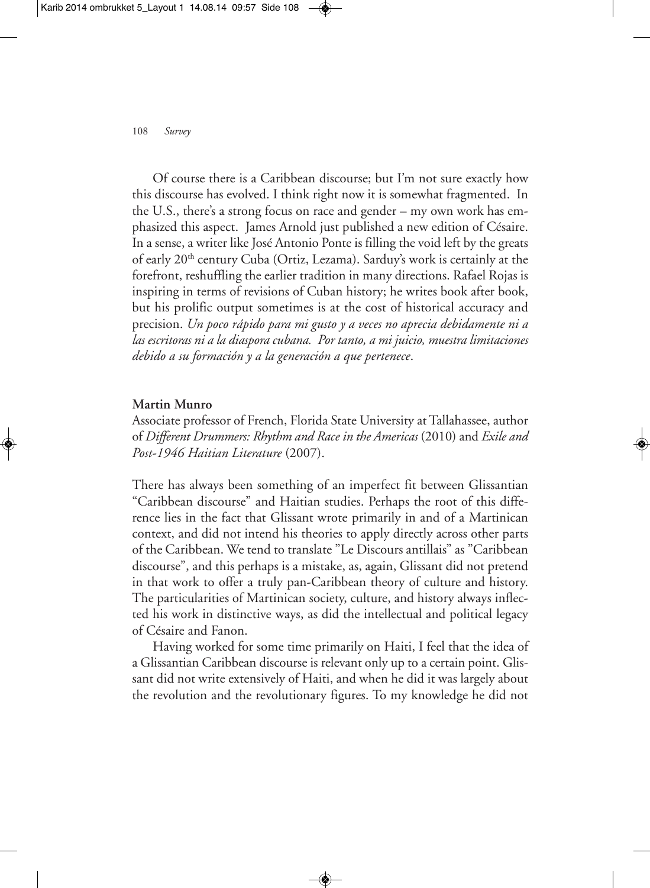Of course there is a Caribbean discourse; but I'm not sure exactly how this discourse has evolved. I think right now it is somewhat fragmented. In the U.S., there's a strong focus on race and gender – my own work has emphasized this aspect. James Arnold just published a new edition of Césaire. In a sense, a writer like José Antonio Ponte is filling the void left by the greats of early 20th century Cuba (Ortiz, Lezama). Sarduy's work is certainly at the forefront, reshuffling the earlier tradition in many directions. Rafael Rojas is inspiring in terms of revisions of Cuban history; he writes book after book, but his prolific output sometimes is at the cost of historical accuracy and precision. *Un poco rápido para mi gusto y a veces no aprecia debidamente ni a las escritoras ni a la diaspora cubana. Por tanto, a mi juicio, muestra limitaciones debido a su formación y a la generación a que pertenece*.

**Martin Munro**

Associate professor of French, Florida State University at Tallahassee, author of *Different Drummers: Rhythm and Race in the Americas* (2010) and *Exile and Post-1946 Haitian Literature* (2007).

There has always been something of an imperfect fit between Glissantian "Caribbean discourse" and Haitian studies. Perhaps the root of this difference lies in the fact that Glissant wrote primarily in and of a Martinican context, and did not intend his theories to apply directly across other parts of the Caribbean. We tend to translate "Le Discours antillais" as "Caribbean discourse", and this perhaps is a mistake, as, again, Glissant did not pretend in that work to offer a truly pan-Caribbean theory of culture and history. The particularities of Martinican society, culture, and history always inflected his work in distinctive ways, as did the intellectual and political legacy of Césaire and Fanon.

Having worked for some time primarily on Haiti, I feel that the idea of a Glissantian Caribbean discourse is relevant only up to a certain point. Glissant did not write extensively of Haiti, and when he did it was largely about the revolution and the revolutionary figures. To my knowledge he did not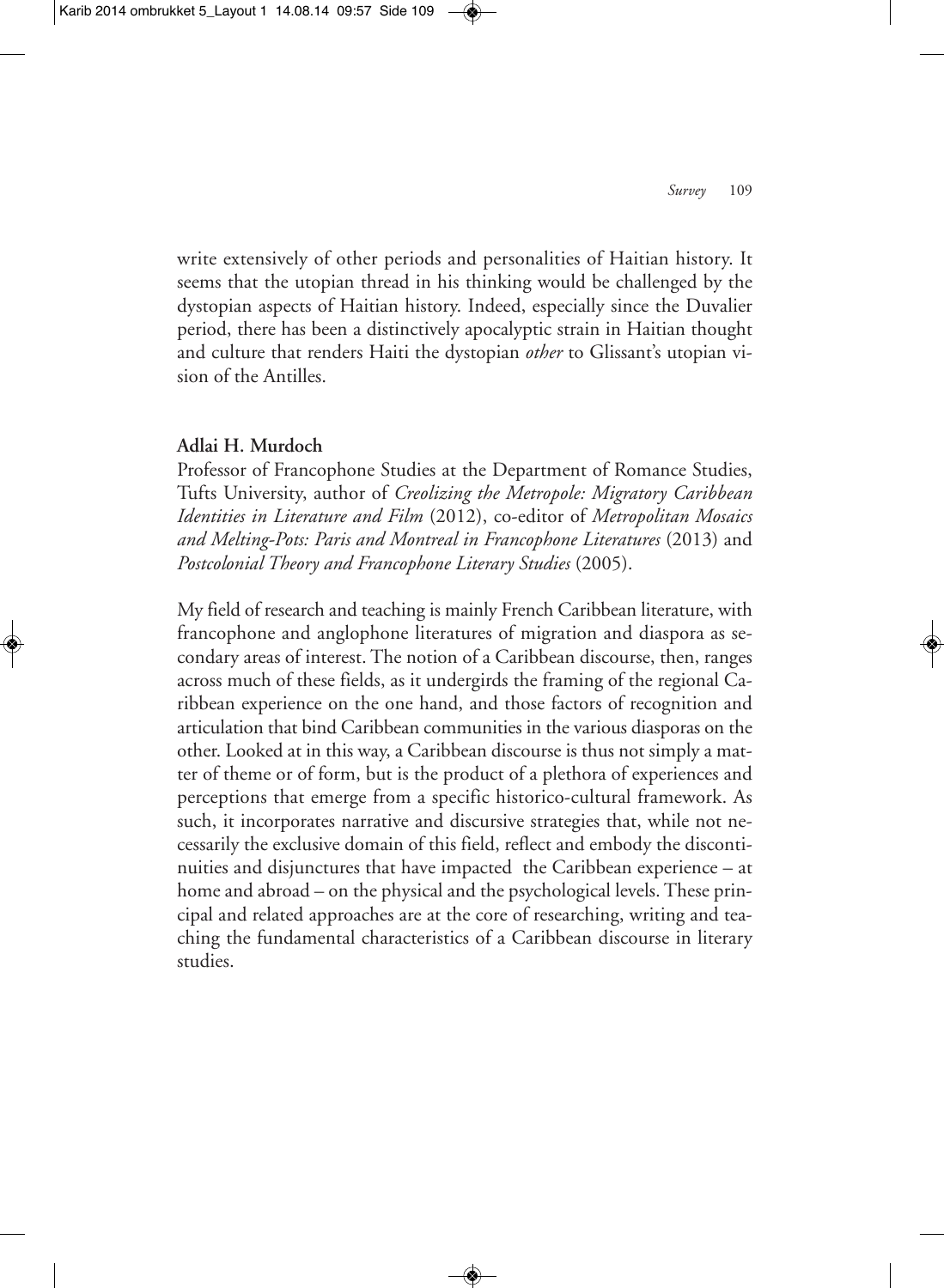write extensively of other periods and personalities of Haitian history. It seems that the utopian thread in his thinking would be challenged by the dystopian aspects of Haitian history. Indeed, especially since the Duvalier period, there has been a distinctively apocalyptic strain in Haitian thought and culture that renders Haiti the dystopian *other* to Glissant's utopian vision of the Antilles.

**Adlai H. Murdoch**

Professor of Francophone Studies at the Department of Romance Studies, Tufts University, author of *Creolizing the Metropole: Migratory Caribbean Identities in Literature and Film* (2012), co-editor of *Metropolitan Mosaics and Melting-Pots: Paris and Montreal in Francophone Literatures* (2013) and *Postcolonial Theory and Francophone Literary Studies* (2005).

My field of research and teaching is mainly French Caribbean literature, with francophone and anglophone literatures of migration and diaspora as secondary areas of interest. The notion of a Caribbean discourse, then, ranges across much of these fields, as it undergirds the framing of the regional Caribbean experience on the one hand, and those factors of recognition and articulation that bind Caribbean communities in the various diasporas on the other. Looked at in this way, a Caribbean discourse is thus not simply a matter of theme or of form, but is the product of a plethora of experiences and perceptions that emerge from a specific historico-cultural framework. As such, it incorporates narrative and discursive strategies that, while not necessarily the exclusive domain of this field, reflect and embody the discontinuities and disjunctures that have impacted the Caribbean experience – at home and abroad – on the physical and the psychological levels. These principal and related approaches are at the core of researching, writing and teaching the fundamental characteristics of a Caribbean discourse in literary studies.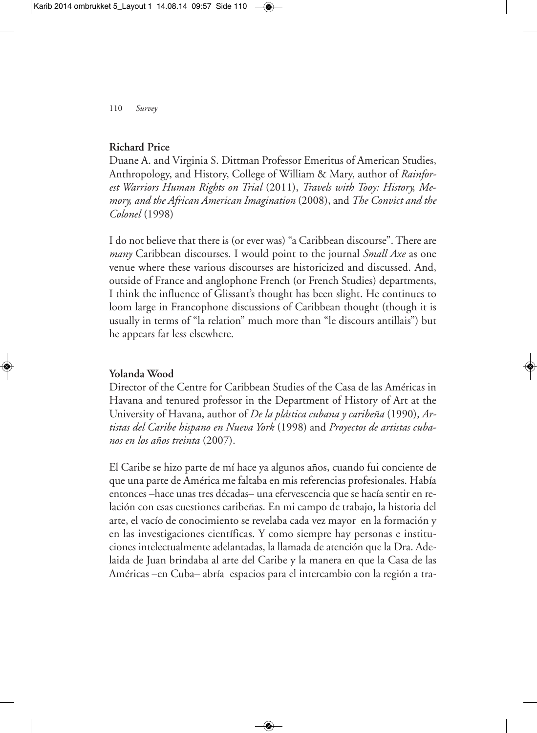**Richard Price**

Duane A. and Virginia S. Dittman Professor Emeritus of American Studies, Anthropology, and History, College of William & Mary, author of *Rainforest Warriors Human Rights on Trial* (2011), *Travels with Tooy: History, Memory, and the African American Imagination* (2008), and *The Convict and the Colonel* (1998)

I do not believe that there is (or ever was) "a Caribbean discourse". There are *many* Caribbean discourses. I would point to the journal *Small Axe* as one venue where these various discourses are historicized and discussed. And, outside of France and anglophone French (or French Studies) departments, I think the influence of Glissant's thought has been slight. He continues to loom large in Francophone discussions of Caribbean thought (though it is usually in terms of "la relation" much more than "le discours antillais") but he appears far less elsewhere.

**Yolanda Wood**

Director of the Centre for Caribbean Studies of the Casa de las Américas in Havana and tenured professor in the Department of History of Art at the University of Havana, author of *De la plástica cubana y caribeña* (1990), *Artistas del Caribe hispano en Nueva York* (1998) and *Proyectos de artistas cubanos en los años treinta* (2007).

El Caribe se hizo parte de mí hace ya algunos años, cuando fui conciente de que una parte de América me faltaba en mis referencias profesionales. Había entonces –hace unas tres décadas– una efervescencia que se hacía sentir en relación con esas cuestiones caribeñas. En mi campo de trabajo, la historia del arte, el vacío de conocimiento se revelaba cada vez mayor en la formación y en las investigaciones científicas. Y como siempre hay personas e instituciones intelectualmente adelantadas, la llamada de atención que la Dra. Adelaida de Juan brindaba al arte del Caribe y la manera en que la Casa de las Américas –en Cuba– abría espacios para el intercambio con la región a tra-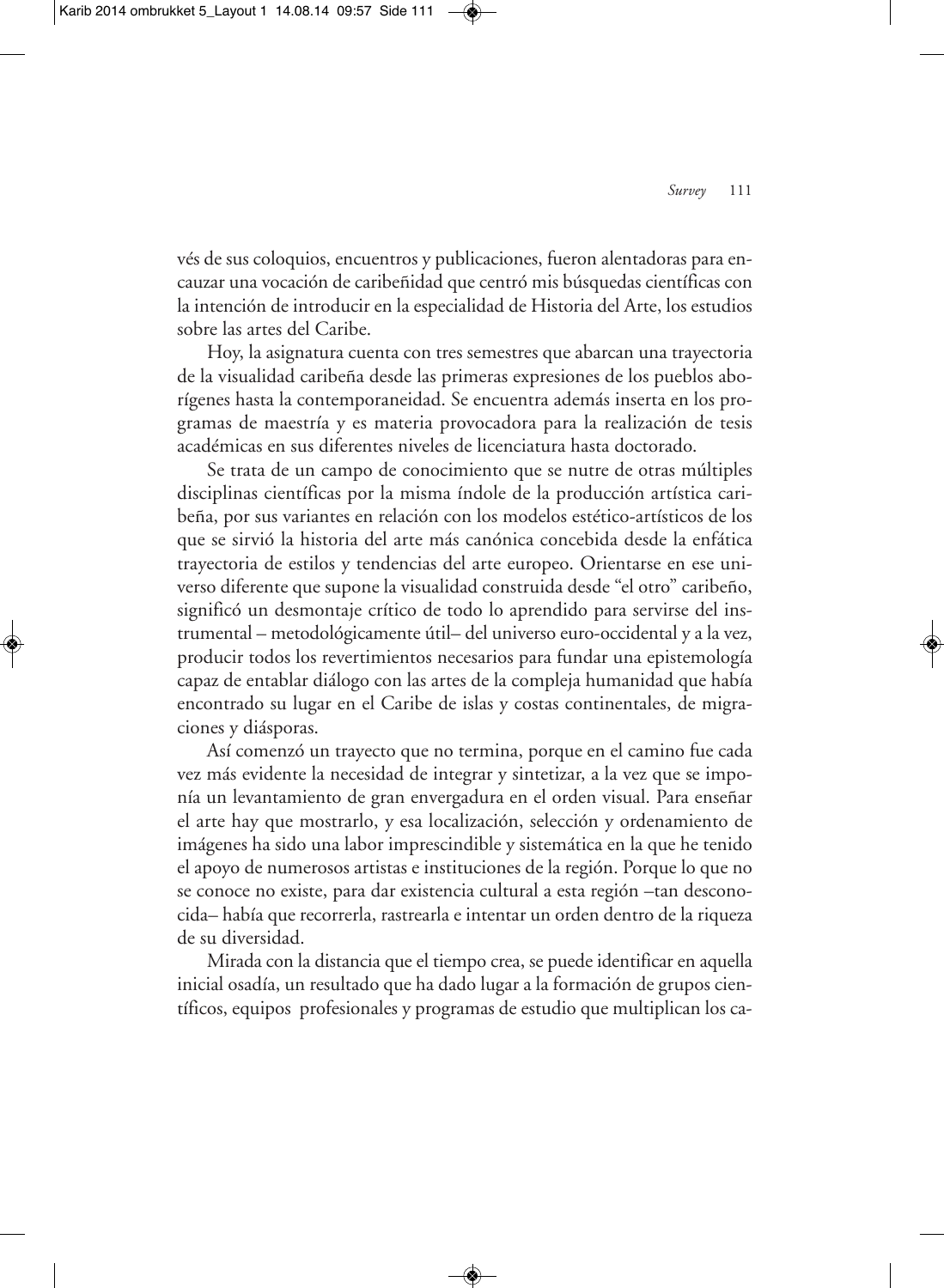vés de sus coloquios, encuentros y publicaciones, fueron alentadoras para encauzar una vocación de caribeñidad que centró mis búsquedas científicas con la intención de introducir en la especialidad de Historia del Arte, los estudios sobre las artes del Caribe.

Hoy, la asignatura cuenta con tres semestres que abarcan una trayectoria de la visualidad caribeña desde las primeras expresiones de los pueblos aborígenes hasta la contemporaneidad. Se encuentra además inserta en los programas de maestría y es materia provocadora para la realización de tesis académicas en sus diferentes niveles de licenciatura hasta doctorado.

Se trata de un campo de conocimiento que se nutre de otras múltiples disciplinas científicas por la misma índole de la producción artística caribeña, por sus variantes en relación con los modelos estético-artísticos de los que se sirvió la historia del arte más canónica concebida desde la enfática trayectoria de estilos y tendencias del arte europeo. Orientarse en ese universo diferente que supone la visualidad construida desde "el otro" caribeño, significó un desmontaje crítico de todo lo aprendido para servirse del instrumental – metodológicamente útil– del universo euro-occidental y a la vez, producir todos los revertimientos necesarios para fundar una epistemología capaz de entablar diálogo con las artes de la compleja humanidad que había encontrado su lugar en el Caribe de islas y costas continentales, de migraciones y diásporas.

Así comenzó un trayecto que no termina, porque en el camino fue cada vez más evidente la necesidad de integrar y sintetizar, a la vez que se imponía un levantamiento de gran envergadura en el orden visual. Para enseñar el arte hay que mostrarlo, y esa localización, selección y ordenamiento de imágenes ha sido una labor imprescindible y sistemática en la que he tenido el apoyo de numerosos artistas e instituciones de la región. Porque lo que no se conoce no existe, para dar existencia cultural a esta región –tan desconocida– había que recorrerla, rastrearla e intentar un orden dentro de la riqueza de su diversidad.

Mirada con la distancia que el tiempo crea, se puede identificar en aquella inicial osadía, un resultado que ha dado lugar a la formación de grupos científicos, equipos profesionales y programas de estudio que multiplican los ca-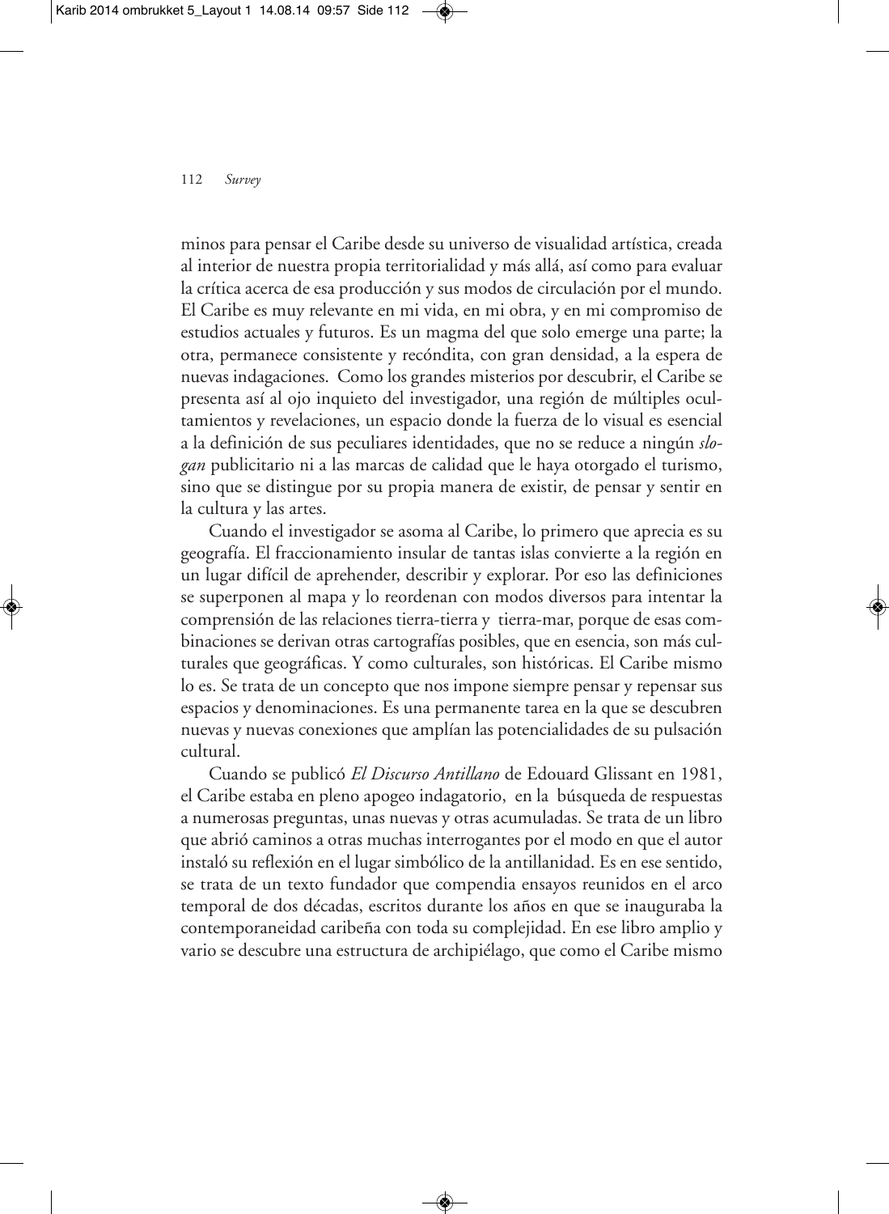minos para pensar el Caribe desde su universo de visualidad artística, creada al interior de nuestra propia territorialidad y más allá, así como para evaluar la crítica acerca de esa producción y sus modos de circulación por el mundo. El Caribe es muy relevante en mi vida, en mi obra, y en mi compromiso de estudios actuales y futuros. Es un magma del que solo emerge una parte; la otra, permanece consistente y recóndita, con gran densidad, a la espera de nuevas indagaciones. Como los grandes misterios por descubrir, el Caribe se presenta así al ojo inquieto del investigador, una región de múltiples ocultamientos y revelaciones, un espacio donde la fuerza de lo visual es esencial a la definición de sus peculiares identidades, que no se reduce a ningún *slogan* publicitario ni a las marcas de calidad que le haya otorgado el turismo, sino que se distingue por su propia manera de existir, de pensar y sentir en la cultura y las artes.

Cuando el investigador se asoma al Caribe, lo primero que aprecia es su geografía. El fraccionamiento insular de tantas islas convierte a la región en un lugar difícil de aprehender, describir y explorar. Por eso las definiciones se superponen al mapa y lo reordenan con modos diversos para intentar la comprensión de las relaciones tierra-tierra y tierra-mar, porque de esas combinaciones se derivan otras cartografías posibles, que en esencia, son más culturales que geográficas. Y como culturales, son históricas. El Caribe mismo lo es. Se trata de un concepto que nos impone siempre pensar y repensar sus espacios y denominaciones. Es una permanente tarea en la que se descubren nuevas y nuevas conexiones que amplían las potencialidades de su pulsación cultural.

Cuando se publicó *El Discurso Antillano* de Edouard Glissant en 1981, el Caribe estaba en pleno apogeo indagatorio, en la búsqueda de respuestas a numerosas preguntas, unas nuevas y otras acumuladas. Se trata de un libro que abrió caminos a otras muchas interrogantes por el modo en que el autor instaló su reflexión en el lugar simbólico de la antillanidad. Es en ese sentido, se trata de un texto fundador que compendia ensayos reunidos en el arco temporal de dos décadas, escritos durante los años en que se inauguraba la contemporaneidad caribeña con toda su complejidad. En ese libro amplio y vario se descubre una estructura de archipiélago, que como el Caribe mismo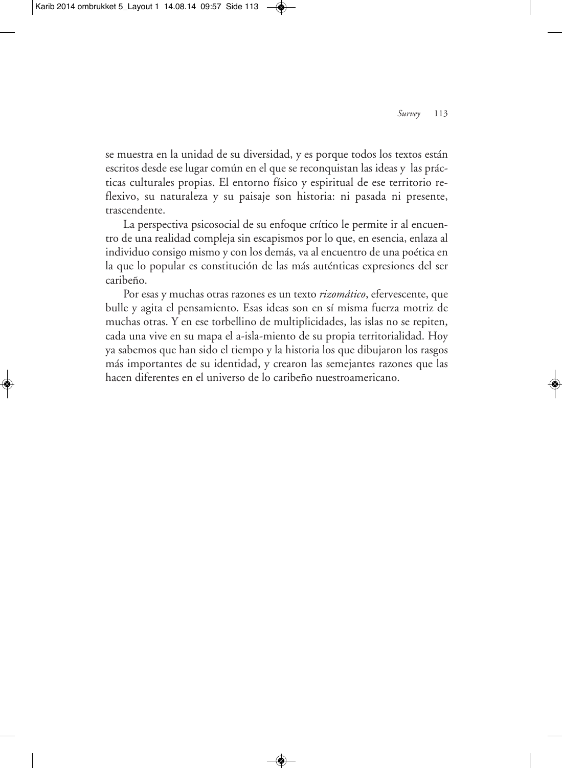se muestra en la unidad de su diversidad, y es porque todos los textos están escritos desde ese lugar común en el que se reconquistan las ideas y las prácticas culturales propias. El entorno físico y espiritual de ese territorio reflexivo, su naturaleza y su paisaje son historia: ni pasada ni presente, trascendente.

La perspectiva psicosocial de su enfoque crítico le permite ir al encuentro de una realidad compleja sin escapismos por lo que, en esencia, enlaza al individuo consigo mismo y con los demás, va al encuentro de una poética en la que lo popular es constitución de las más auténticas expresiones del ser caribeño.

Por esas y muchas otras razones es un texto *rizomático*, efervescente, que bulle y agita el pensamiento. Esas ideas son en sí misma fuerza motriz de muchas otras. Y en ese torbellino de multiplicidades, las islas no se repiten, cada una vive en su mapa el a-isla-miento de su propia territorialidad. Hoy ya sabemos que han sido el tiempo y la historia los que dibujaron los rasgos más importantes de su identidad, y crearon las semejantes razones que las hacen diferentes en el universo de lo caribeño nuestroamericano.